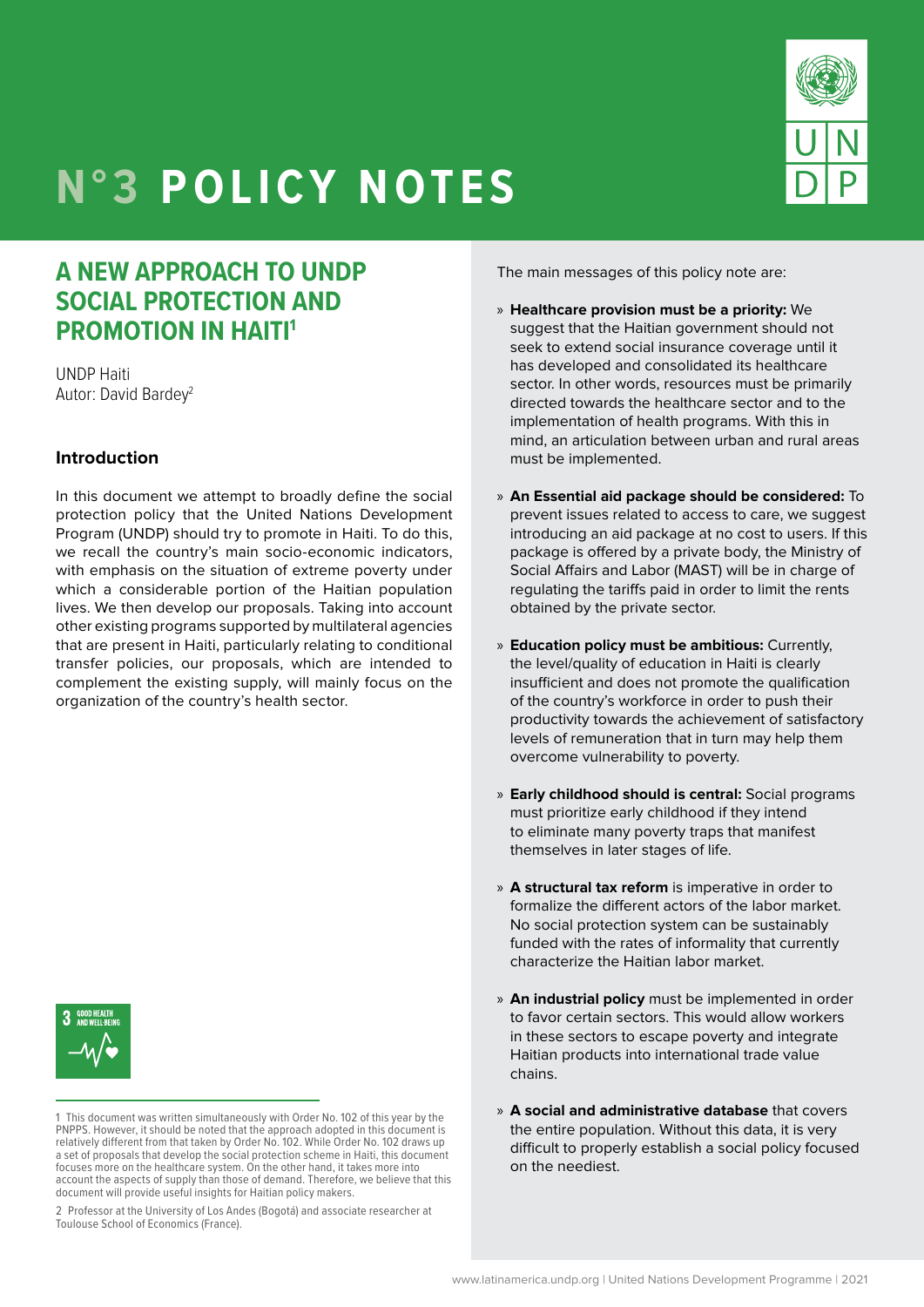# N°3 POLICY NOTES

## A NEW APPROACH TO UNDP SOCIAL PROTECTION AND PROMOTION IN HAITI[1]

UNDP Haiti
Autor: David Bardey[2]

### Introduction

In this document we attempt to broadly define the social protection policy that the United Nations Development Program (UNDP) should try to promote in Haiti. To do this, we recall the country's main socio-economic indicators, with emphasis on the situation of extreme poverty under which a considerable portion of the Haitian population lives. We then develop our proposals. Taking into account other existing programs supported by multilateral agencies that are present in Haiti, particularly relating to conditional transfer policies, our proposals, which are intended to complement the existing supply, will mainly focus on the organization of the country's health sector.

The main messages of this policy note are:

- **Healthcare provision must be a priority:** We suggest that the Haitian government should not seek to extend social insurance coverage until it has developed and consolidated its healthcare sector. In other words, resources must be primarily directed towards the healthcare sector and to the implementation of health programs. With this in mind, an articulation between urban and rural areas must be implemented.
- **An Essential aid package should be considered:** To prevent issues related to access to care, we suggest introducing an aid package at no cost to users. If this package is offered by a private body, the Ministry of Social Affairs and Labor (MAST) will be in charge of regulating the tariffs paid in order to limit the rents obtained by the private sector.
- **Education policy must be ambitious:** Currently, the level/quality of education in Haiti is clearly insufficient and does not promote the qualification of the country's workforce in order to push their productivity towards the achievement of satisfactory levels of remuneration that in turn may help them overcome vulnerability to poverty.
- **Early childhood should is central:** Social programs must prioritize early childhood if they intend to eliminate many poverty traps that manifest themselves in later stages of life.
- **A structural tax reform** is imperative in order to formalize the different actors of the labor market. No social protection system can be sustainably funded with the rates of informality that currently characterize the Haitian labor market.
- **An industrial policy** must be implemented in order to favor certain sectors. This would allow workers in these sectors to escape poverty and integrate Haitian products into international trade value chains.
- **A social and administrative database** that covers the entire population. Without this data, it is very difficult to properly establish a social policy focused on the neediest.

3 GOOD HEALTH AND WELL-BEING

---

1 This document was written simultaneously with Order No. 102 of this year by the PNPPS. However, it should be noted that the approach adopted in this document is relatively different from that taken by Order No. 102. While Order No. 102 draws up a set of proposals that develop the social protection scheme in Haiti, this document focuses more on the healthcare system. On the other hand, it takes more into account the aspects of supply than those of demand. Therefore, we believe that this document will provide useful insights for Haitian policy makers.

2 Professor at the University of Los Andes (Bogotá) and associate researcher at Toulouse School of Economics (France).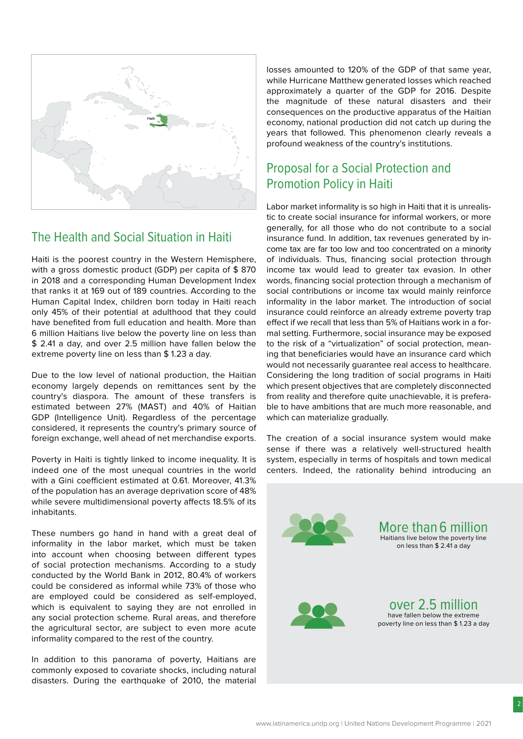## The Health and Social Situation in Haiti

Haiti is the poorest country in the Western Hemisphere, with a gross domestic product (GDP) per capita of $ 870 in 2018 and a corresponding Human Development Index that ranks it at 169 out of 189 countries. According to the Human Capital Index, children born today in Haiti reach only 45% of their potential at adulthood that they could have benefited from full education and health. More than 6 million Haitians live below the poverty line on less than $ 2.41 a day, and over 2.5 million have fallen below the extreme poverty line on less than $ 1.23 a day.

Due to the low level of national production, the Haitian economy largely depends on remittances sent by the country's diaspora. The amount of these transfers is estimated between 27% (MAST) and 40% of Haitian GDP (Intelligence Unit). Regardless of the percentage considered, it represents the country's primary source of foreign exchange, well ahead of net merchandise exports.

Poverty in Haiti is tightly linked to income inequality. It is indeed one of the most unequal countries in the world with a Gini coefficient estimated at 0.61. Moreover, 41.3% of the population has an average deprivation score of 48% while severe multidimensional poverty affects 18.5% of its inhabitants.

These numbers go hand in hand with a great deal of informality in the labor market, which must be taken into account when choosing between different types of social protection mechanisms. According to a study conducted by the World Bank in 2012, 80.4% of workers could be considered as informal while 73% of those who are employed could be considered as self-employed, which is equivalent to saying they are not enrolled in any social protection scheme. Rural areas, and therefore the agricultural sector, are subject to even more acute informality compared to the rest of the country.

In addition to this panorama of poverty, Haitians are commonly exposed to covariate shocks, including natural disasters. During the earthquake of 2010, the material losses amounted to 120% of the GDP of that same year, while Hurricane Matthew generated losses which reached approximately a quarter of the GDP for 2016. Despite the magnitude of these natural disasters and their consequences on the productive apparatus of the Haitian economy, national production did not catch up during the years that followed. This phenomenon clearly reveals a profound weakness of the country's institutions.

## Proposal for a Social Protection and Promotion Policy in Haiti

Labor market informality is so high in Haiti that it is unrealistic to create social insurance for informal workers, or more generally, for all those who do not contribute to a social insurance fund. In addition, tax revenues generated by income tax are far too low and too concentrated on a minority of individuals. Thus, financing social protection through income tax would lead to greater tax evasion. In other words, financing social protection through a mechanism of social contributions or income tax would mainly reinforce informality in the labor market. The introduction of social insurance could reinforce an already extreme poverty trap effect if we recall that less than 5% of Haitians work in a formal setting. Furthermore, social insurance may be exposed to the risk of a "virtualization" of social protection, meaning that beneficiaries would have an insurance card which would not necessarily guarantee real access to healthcare. Considering the long tradition of social programs in Haiti which present objectives that are completely disconnected from reality and therefore quite unachievable, it is preferable to have ambitions that are much more reasonable, and which can materialize gradually.

The creation of a social insurance system would make sense if there was a relatively well-structured health system, especially in terms of hospitals and town medical centers. Indeed, the rationality behind introducing an

**More than 6 million**
Haitians live below the poverty line on less than $ 2.41 a day

**over 2.5 million**
have fallen below the extreme poverty line on less than $ 1.23 a day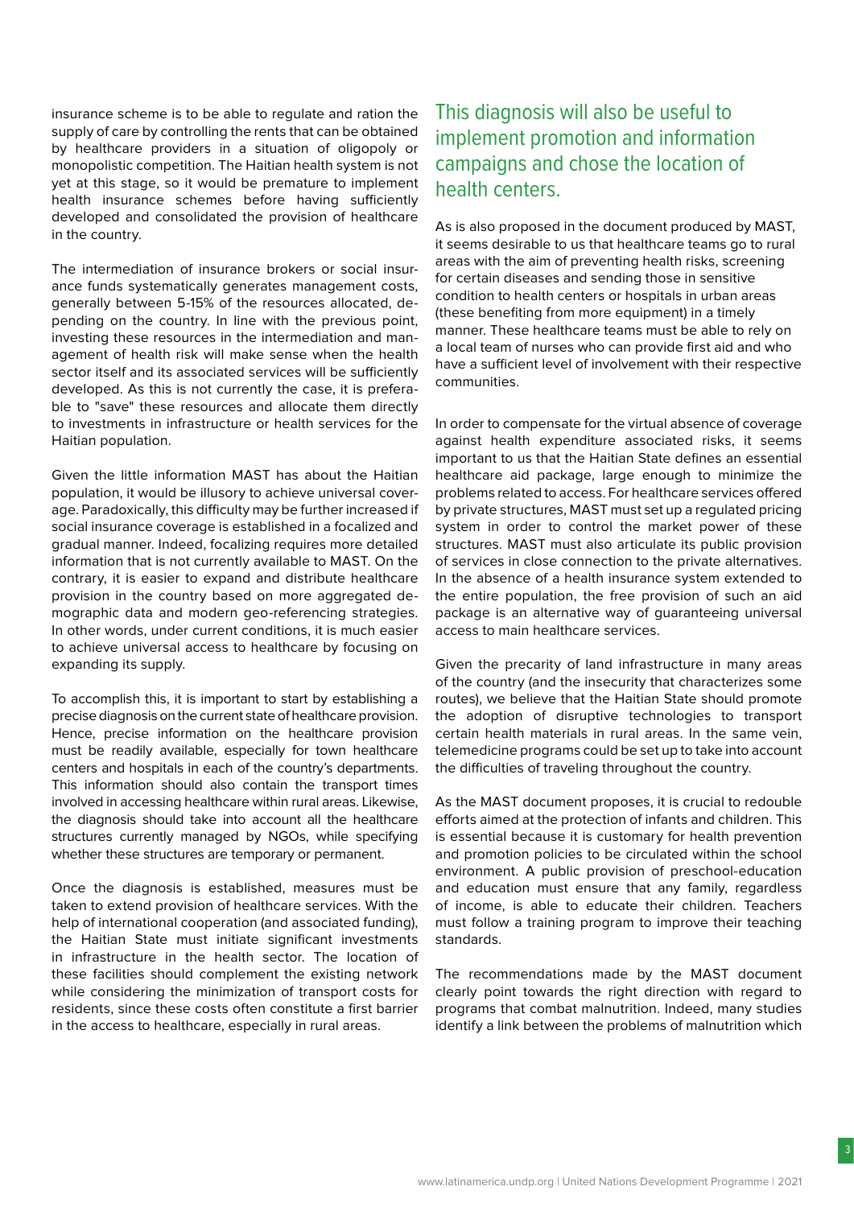insurance scheme is to be able to regulate and ration the supply of care by controlling the rents that can be obtained by healthcare providers in a situation of oligopoly or monopolistic competition. The Haitian health system is not yet at this stage, so it would be premature to implement health insurance schemes before having sufficiently developed and consolidated the provision of healthcare in the country.

The intermediation of insurance brokers or social insurance funds systematically generates management costs, generally between 5-15% of the resources allocated, depending on the country. In line with the previous point, investing these resources in the intermediation and management of health risk will make sense when the health sector itself and its associated services will be sufficiently developed. As this is not currently the case, it is preferable to "save" these resources and allocate them directly to investments in infrastructure or health services for the Haitian population.

Given the little information MAST has about the Haitian population, it would be illusory to achieve universal coverage. Paradoxically, this difficulty may be further increased if social insurance coverage is established in a focalized and gradual manner. Indeed, focalizing requires more detailed information that is not currently available to MAST. On the contrary, it is easier to expand and distribute healthcare provision in the country based on more aggregated demographic data and modern geo-referencing strategies. In other words, under current conditions, it is much easier to achieve universal access to healthcare by focusing on expanding its supply.

To accomplish this, it is important to start by establishing a precise diagnosis on the current state of healthcare provision. Hence, precise information on the healthcare provision must be readily available, especially for town healthcare centers and hospitals in each of the country's departments. This information should also contain the transport times involved in accessing healthcare within rural areas. Likewise, the diagnosis should take into account all the healthcare structures currently managed by NGOs, while specifying whether these structures are temporary or permanent.

Once the diagnosis is established, measures must be taken to extend provision of healthcare services. With the help of international cooperation (and associated funding), the Haitian State must initiate significant investments in infrastructure in the health sector. The location of these facilities should complement the existing network while considering the minimization of transport costs for residents, since these costs often constitute a first barrier in the access to healthcare, especially in rural areas.

## This diagnosis will also be useful to implement promotion and information campaigns and chose the location of health centers.

As is also proposed in the document produced by MAST, it seems desirable to us that healthcare teams go to rural areas with the aim of preventing health risks, screening for certain diseases and sending those in sensitive condition to health centers or hospitals in urban areas (these benefiting from more equipment) in a timely manner. These healthcare teams must be able to rely on a local team of nurses who can provide first aid and who have a sufficient level of involvement with their respective communities.

In order to compensate for the virtual absence of coverage against health expenditure associated risks, it seems important to us that the Haitian State defines an essential healthcare aid package, large enough to minimize the problems related to access. For healthcare services offered by private structures, MAST must set up a regulated pricing system in order to control the market power of these structures. MAST must also articulate its public provision of services in close connection to the private alternatives. In the absence of a health insurance system extended to the entire population, the free provision of such an aid package is an alternative way of guaranteeing universal access to main healthcare services.

Given the precarity of land infrastructure in many areas of the country (and the insecurity that characterizes some routes), we believe that the Haitian State should promote the adoption of disruptive technologies to transport certain health materials in rural areas. In the same vein, telemedicine programs could be set up to take into account the difficulties of traveling throughout the country.

As the MAST document proposes, it is crucial to redouble efforts aimed at the protection of infants and children. This is essential because it is customary for health prevention and promotion policies to be circulated within the school environment. A public provision of preschool-education and education must ensure that any family, regardless of income, is able to educate their children. Teachers must follow a training program to improve their teaching standards.

The recommendations made by the MAST document clearly point towards the right direction with regard to programs that combat malnutrition. Indeed, many studies identify a link between the problems of malnutrition which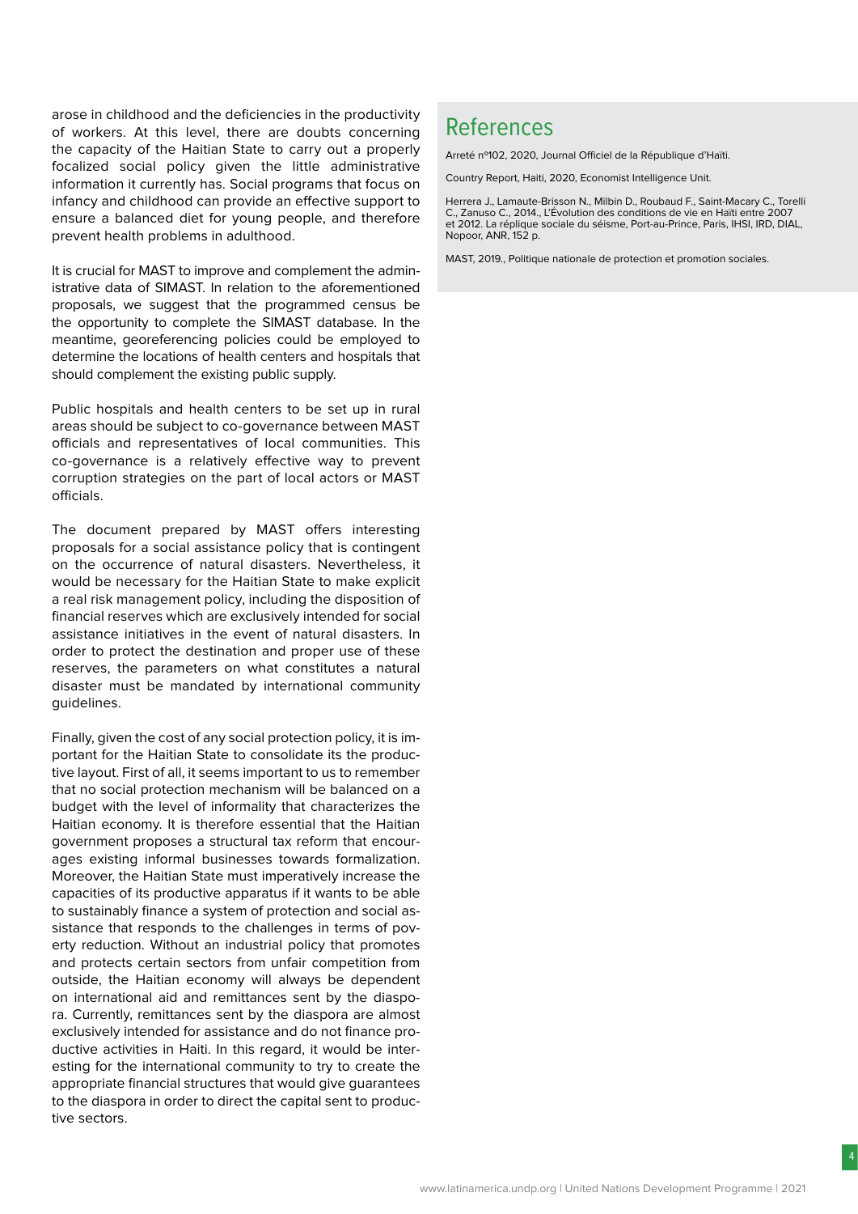arose in childhood and the deficiencies in the productivity of workers. At this level, there are doubts concerning the capacity of the Haitian State to carry out a properly focalized social policy given the little administrative information it currently has. Social programs that focus on infancy and childhood can provide an effective support to ensure a balanced diet for young people, and therefore prevent health problems in adulthood.

It is crucial for MAST to improve and complement the administrative data of SIMAST. In relation to the aforementioned proposals, we suggest that the programmed census be the opportunity to complete the SIMAST database. In the meantime, georeferencing policies could be employed to determine the locations of health centers and hospitals that should complement the existing public supply.

Public hospitals and health centers to be set up in rural areas should be subject to co-governance between MAST officials and representatives of local communities. This co-governance is a relatively effective way to prevent corruption strategies on the part of local actors or MAST officials.

The document prepared by MAST offers interesting proposals for a social assistance policy that is contingent on the occurrence of natural disasters. Nevertheless, it would be necessary for the Haitian State to make explicit a real risk management policy, including the disposition of financial reserves which are exclusively intended for social assistance initiatives in the event of natural disasters. In order to protect the destination and proper use of these reserves, the parameters on what constitutes a natural disaster must be mandated by international community guidelines.

Finally, given the cost of any social protection policy, it is important for the Haitian State to consolidate its the productive layout. First of all, it seems important to us to remember that no social protection mechanism will be balanced on a budget with the level of informality that characterizes the Haitian economy. It is therefore essential that the Haitian government proposes a structural tax reform that encourages existing informal businesses towards formalization. Moreover, the Haitian State must imperatively increase the capacities of its productive apparatus if it wants to be able to sustainably finance a system of protection and social assistance that responds to the challenges in terms of poverty reduction. Without an industrial policy that promotes and protects certain sectors from unfair competition from outside, the Haitian economy will always be dependent on international aid and remittances sent by the diaspora. Currently, remittances sent by the diaspora are almost exclusively intended for assistance and do not finance productive activities in Haiti. In this regard, it would be interesting for the international community to try to create the appropriate financial structures that would give guarantees to the diaspora in order to direct the capital sent to productive sectors.

## References

Arreté nº102, 2020, Journal Officiel de la République d'Haïti.

Country Report, Haiti, 2020, Economist Intelligence Unit.

Herrera J., Lamaute-Brisson N., Milbin D., Roubaud F., Saint-Macary C., Torelli C., Zanuso C., 2014., L'Évolution des conditions de vie en Haïti entre 2007 et 2012. La réplique sociale du séisme, Port-au-Prince, Paris, IHSI, IRD, DIAL, Nopoor, ANR, 152 p.

MAST, 2019., Politique nationale de protection et promotion sociales.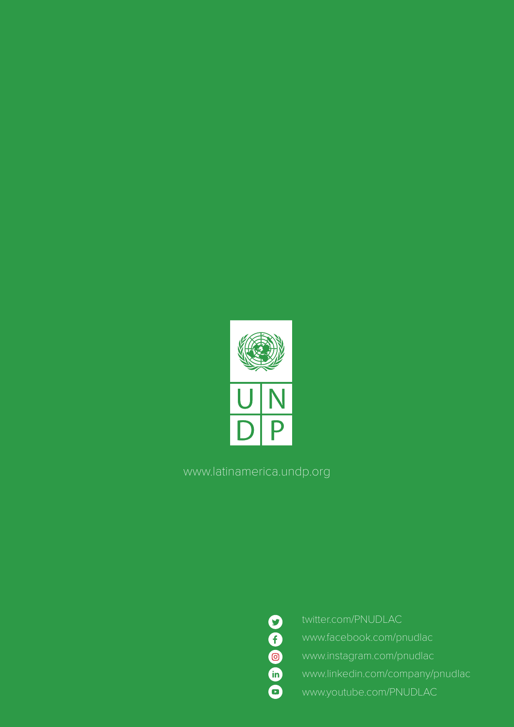U N
D P

www.latinamerica.undp.org

twitter.com/PNUDLAC
www.facebook.com/pnudlac
www.instagram.com/pnudlac
www.linkedin.com/company/pnudlac
www.youtube.com/PNUDLAC